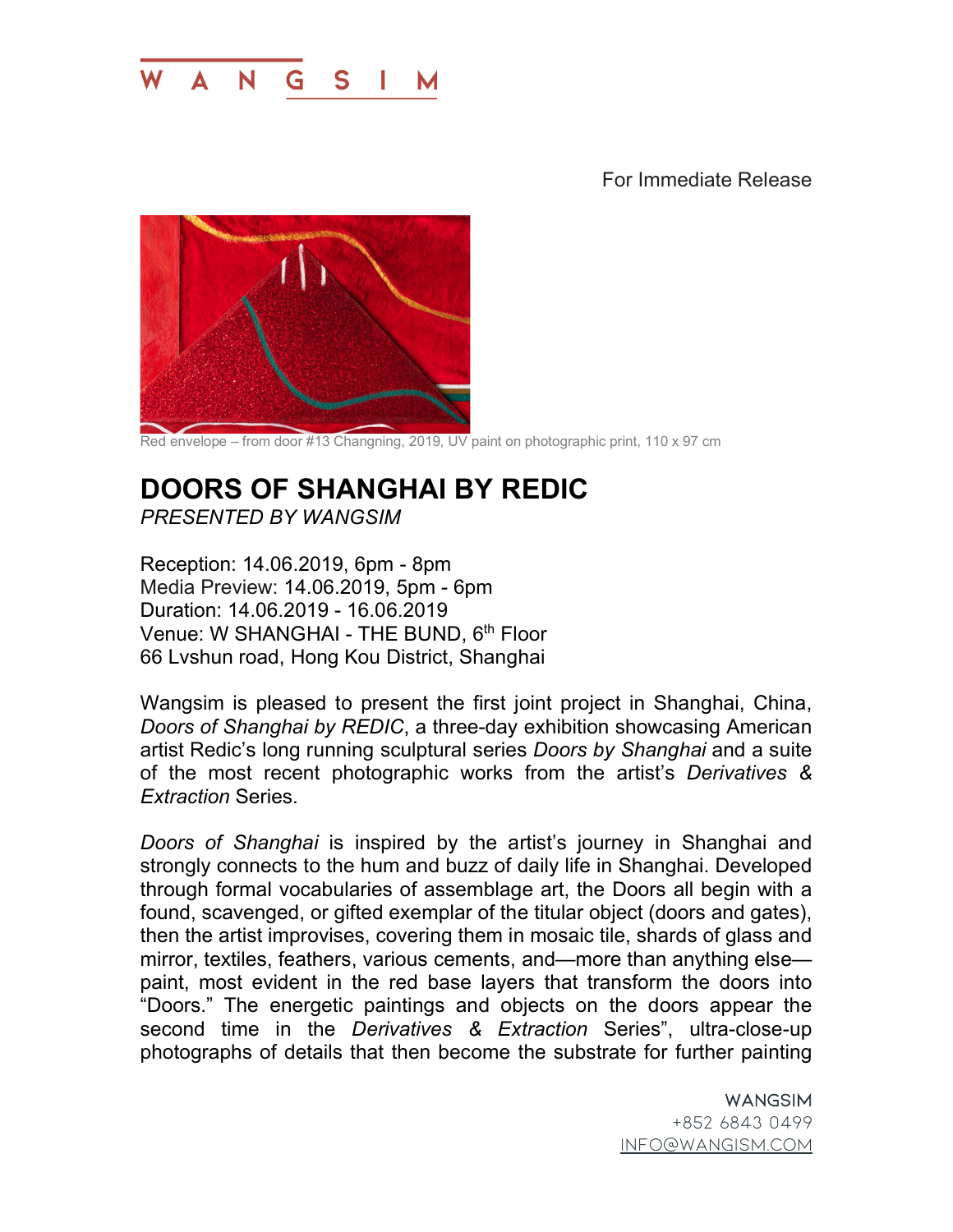W A N G S I M

For Immediate Release

Red envelope – from door #13 Changning, 2019, UV paint on photographic print, 110 x 97 cm

# DOORS OF SHANGHAI BY REDIC

*PRESENTED BY WANGSIM*

Reception: 14.06.2019, 6pm - 8pm
Media Preview: 14.06.2019, 5pm - 6pm
Duration: 14.06.2019 - 16.06.2019
Venue: W SHANGHAI - THE BUND, 6th Floor
66 Lvshun road, Hong Kou District, Shanghai

Wangsim is pleased to present the first joint project in Shanghai, China, *Doors of Shanghai by REDIC*, a three-day exhibition showcasing American artist Redic's long running sculptural series *Doors by Shanghai* and a suite of the most recent photographic works from the artist's *Derivatives & Extraction* Series.

*Doors of Shanghai* is inspired by the artist's journey in Shanghai and strongly connects to the hum and buzz of daily life in Shanghai. Developed through formal vocabularies of assemblage art, the Doors all begin with a found, scavenged, or gifted exemplar of the titular object (doors and gates), then the artist improvises, covering them in mosaic tile, shards of glass and mirror, textiles, feathers, various cements, and—more than anything else—paint, most evident in the red base layers that transform the doors into "Doors." The energetic paintings and objects on the doors appear the second time in the *Derivatives & Extraction* Series", ultra-close-up photographs of details that then become the substrate for further painting

WANGSIM
+852 6843 0499
INFO@WANGISM.COM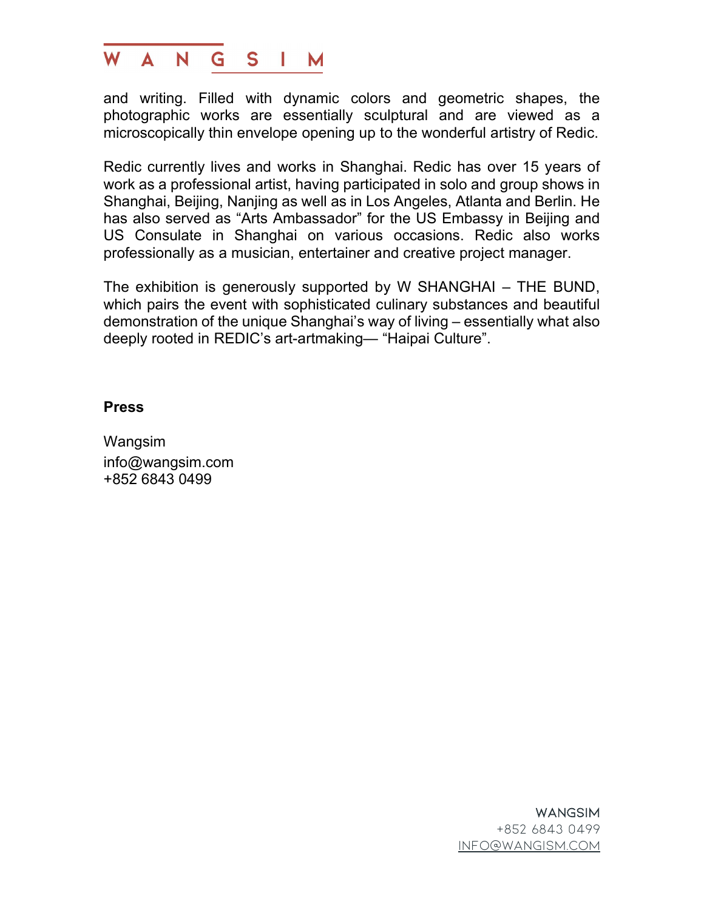and writing. Filled with dynamic colors and geometric shapes, the photographic works are essentially sculptural and are viewed as a microscopically thin envelope opening up to the wonderful artistry of Redic.

Redic currently lives and works in Shanghai. Redic has over 15 years of work as a professional artist, having participated in solo and group shows in Shanghai, Beijing, Nanjing as well as in Los Angeles, Atlanta and Berlin. He has also served as “Arts Ambassador” for the US Embassy in Beijing and US Consulate in Shanghai on various occasions. Redic also works professionally as a musician, entertainer and creative project manager.

The exhibition is generously supported by W SHANGHAI – THE BUND, which pairs the event with sophisticated culinary substances and beautiful demonstration of the unique Shanghai’s way of living – essentially what also deeply rooted in REDIC’s art-artmaking— “Haipai Culture”.

**Press**

Wangsim
info@wangsim.com
+852 6843 0499